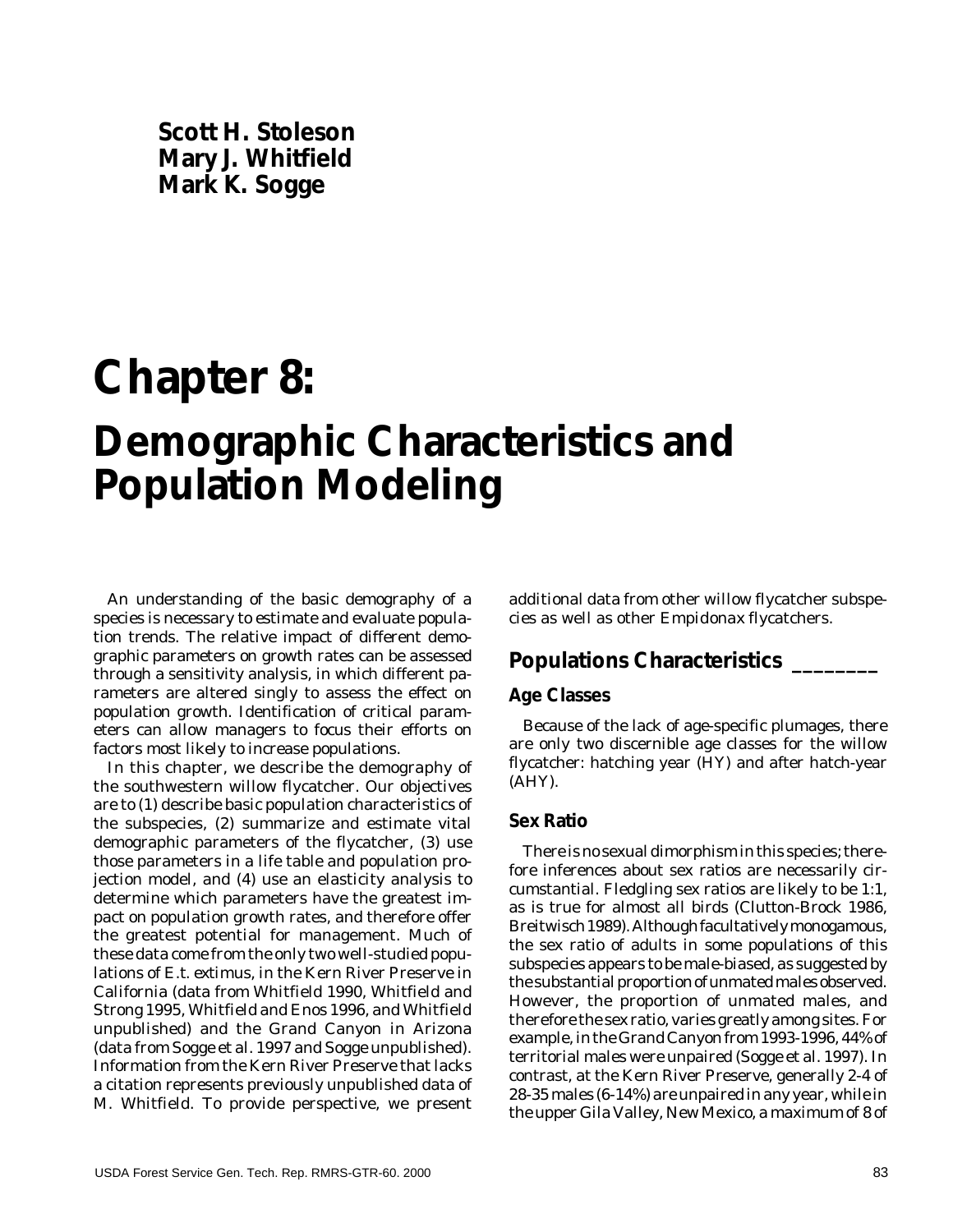**Scott H. Stoleson**
**Mary J. Whitfield**
**Mark K. Sogge**

# Chapter 8: Demographic Characteristics and Population Modeling

An understanding of the basic demography of a species is necessary to estimate and evaluate population trends. The relative impact of different demographic parameters on growth rates can be assessed through a sensitivity analysis, in which different parameters are altered singly to assess the effect on population growth. Identification of critical parameters can allow managers to focus their efforts on factors most likely to increase populations.

In this chapter, we describe the demography of the southwestern willow flycatcher. Our objectives are to (1) describe basic population characteristics of the subspecies, (2) summarize and estimate vital demographic parameters of the flycatcher, (3) use those parameters in a life table and population projection model, and (4) use an elasticity analysis to determine which parameters have the greatest impact on population growth rates, and therefore offer the greatest potential for management. Much of these data come from the only two well-studied populations of *E.t. extimus*, in the Kern River Preserve in California (data from Whitfield 1990, Whitfield and Strong 1995, Whitfield and Enos 1996, and Whitfield unpublished) and the Grand Canyon in Arizona (data from Sogge et al. 1997 and Sogge unpublished). Information from the Kern River Preserve that lacks a citation represents previously unpublished data of M. Whitfield. To provide perspective, we present additional data from other willow flycatcher subspecies as well as other Empidonax flycatchers.

## Populations Characteristics

### Age Classes

Because of the lack of age-specific plumages, there are only two discernible age classes for the willow flycatcher: hatching year (HY) and after hatch-year (AHY).

### Sex Ratio

There is no sexual dimorphism in this species; therefore inferences about sex ratios are necessarily circumstantial. Fledgling sex ratios are likely to be 1:1, as is true for almost all birds (Clutton-Brock 1986, Breitwisch 1989). Although facultatively monogamous, the sex ratio of adults in some populations of this subspecies appears to be male-biased, as suggested by the substantial proportion of unmated males observed. However, the proportion of unmated males, and therefore the sex ratio, varies greatly among sites. For example, in the Grand Canyon from 1993-1996, 44% of territorial males were unpaired (Sogge et al. 1997). In contrast, at the Kern River Preserve, generally 2-4 of 28-35 males (6-14%) are unpaired in any year, while in the upper Gila Valley, New Mexico, a maximum of 8 of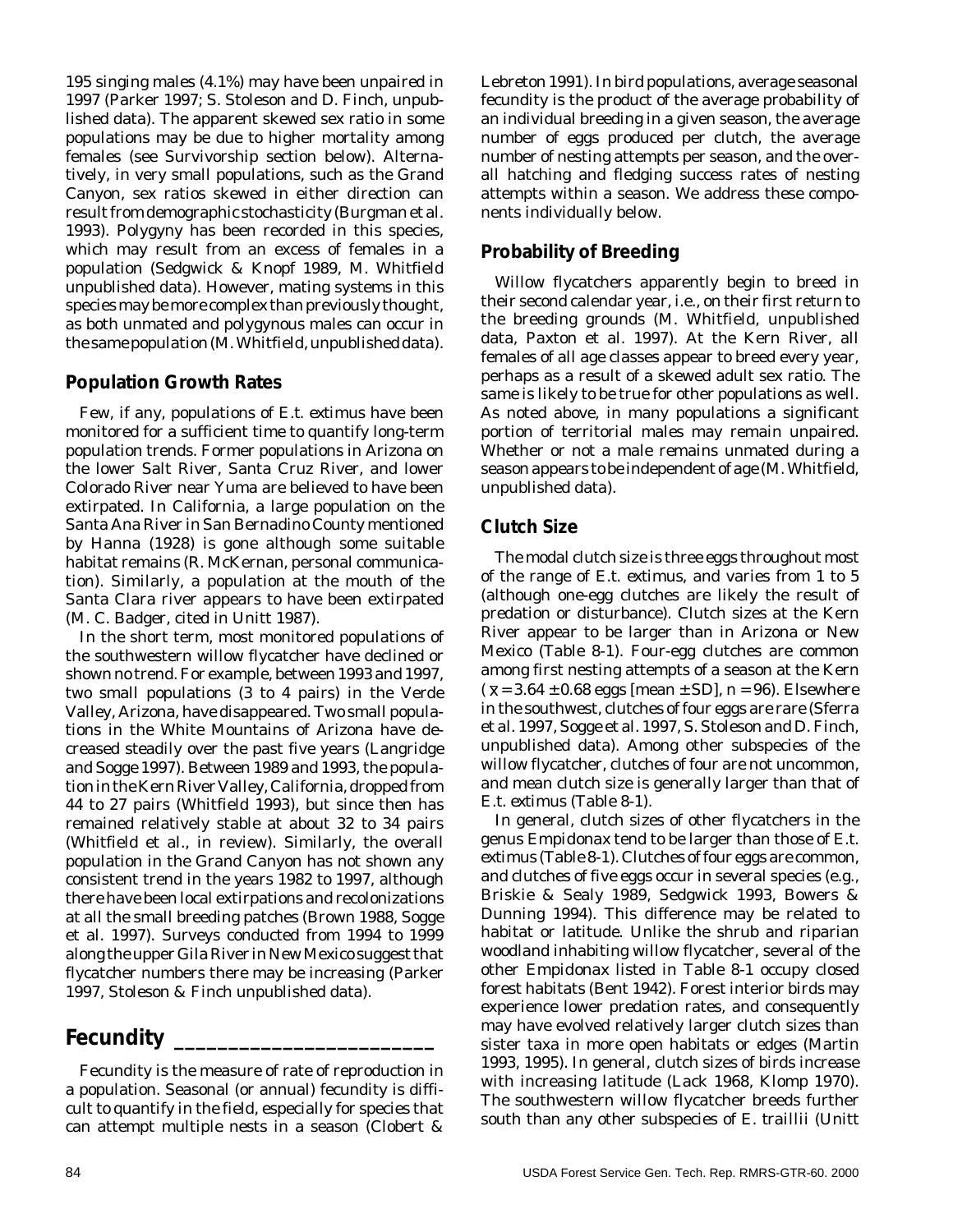195 singing males (4.1%) may have been unpaired in 1997 (Parker 1997; S. Stoleson and D. Finch, unpublished data). The apparent skewed sex ratio in some populations may be due to higher mortality among females (see Survivorship section below). Alternatively, in very small populations, such as the Grand Canyon, sex ratios skewed in either direction can result from demographic stochasticity (Burgman et al. 1993). Polygyny has been recorded in this species, which may result from an excess of females in a population (Sedgwick & Knopf 1989, M. Whitfield unpublished data). However, mating systems in this species may be more complex than previously thought, as both unmated and polygynous males can occur in the same population (M. Whitfield, unpublished data).

### Population Growth Rates

Few, if any, populations of *E.t. extimus* have been monitored for a sufficient time to quantify long-term population trends. Former populations in Arizona on the lower Salt River, Santa Cruz River, and lower Colorado River near Yuma are believed to have been extirpated. In California, a large population on the Santa Ana River in San Bernadino County mentioned by Hanna (1928) is gone although some suitable habitat remains (R. McKernan, personal communication). Similarly, a population at the mouth of the Santa Clara river appears to have been extirpated (M. C. Badger, cited in Unitt 1987).

In the short term, most monitored populations of the southwestern willow flycatcher have declined or shown no trend. For example, between 1993 and 1997, two small populations (3 to 4 pairs) in the Verde Valley, Arizona, have disappeared. Two small populations in the White Mountains of Arizona have decreased steadily over the past five years (Langridge and Sogge 1997). Between 1989 and 1993, the population in the Kern River Valley, California, dropped from 44 to 27 pairs (Whitfield 1993), but since then has remained relatively stable at about 32 to 34 pairs (Whitfield et al., in review). Similarly, the overall population in the Grand Canyon has not shown any consistent trend in the years 1982 to 1997, although there have been local extirpations and recolonizations at all the small breeding patches (Brown 1988, Sogge et al. 1997). Surveys conducted from 1994 to 1999 along the upper Gila River in New Mexico suggest that flycatcher numbers there may be increasing (Parker 1997, Stoleson & Finch unpublished data).

## Fecundity

Fecundity is the measure of rate of reproduction in a population. Seasonal (or annual) fecundity is difficult to quantify in the field, especially for species that can attempt multiple nests in a season (Clobert & Lebreton 1991). In bird populations, average seasonal fecundity is the product of the average probability of an individual breeding in a given season, the average number of eggs produced per clutch, the average number of nesting attempts per season, and the overall hatching and fledging success rates of nesting attempts within a season. We address these components individually below.

### Probability of Breeding

Willow flycatchers apparently begin to breed in their second calendar year, i.e., on their first return to the breeding grounds (M. Whitfield, unpublished data, Paxton et al. 1997). At the Kern River, all females of all age classes appear to breed every year, perhaps as a result of a skewed adult sex ratio. The same is likely to be true for other populations as well. As noted above, in many populations a significant portion of territorial males may remain unpaired. Whether or not a male remains unmated during a season appears to be independent of age (M. Whitfield, unpublished data).

### Clutch Size

The modal clutch size is three eggs throughout most of the range of *E.t. extimus*, and varies from 1 to 5 (although one-egg clutches are likely the result of predation or disturbance). Clutch sizes at the Kern River appear to be larger than in Arizona or New Mexico (Table 8-1). Four-egg clutches are common among first nesting attempts of a season at the Kern ($\bar{x} = 3.64 \pm 0.68$ eggs [mean ± SD], $n = 96$). Elsewhere in the southwest, clutches of four eggs are rare (Sferra et al. 1997, Sogge et al. 1997, S. Stoleson and D. Finch, unpublished data). Among other subspecies of the willow flycatcher, clutches of four are not uncommon, and mean clutch size is generally larger than that of *E.t. extimus* (Table 8-1).

In general, clutch sizes of other flycatchers in the genus *Empidonax* tend to be larger than those of *E.t. extimus* (Table 8-1). Clutches of four eggs are common, and clutches of five eggs occur in several species (e.g., Briskie & Sealy 1989, Sedgwick 1993, Bowers & Dunning 1994). This difference may be related to habitat or latitude. Unlike the shrub and riparian woodland inhabiting willow flycatcher, several of the other *Empidonax* listed in Table 8-1 occupy closed forest habitats (Bent 1942). Forest interior birds may experience lower predation rates, and consequently may have evolved relatively larger clutch sizes than sister taxa in more open habitats or edges (Martin 1993, 1995). In general, clutch sizes of birds increase with increasing latitude (Lack 1968, Klomp 1970). The southwestern willow flycatcher breeds further south than any other subspecies of *E. traillii* (Unitt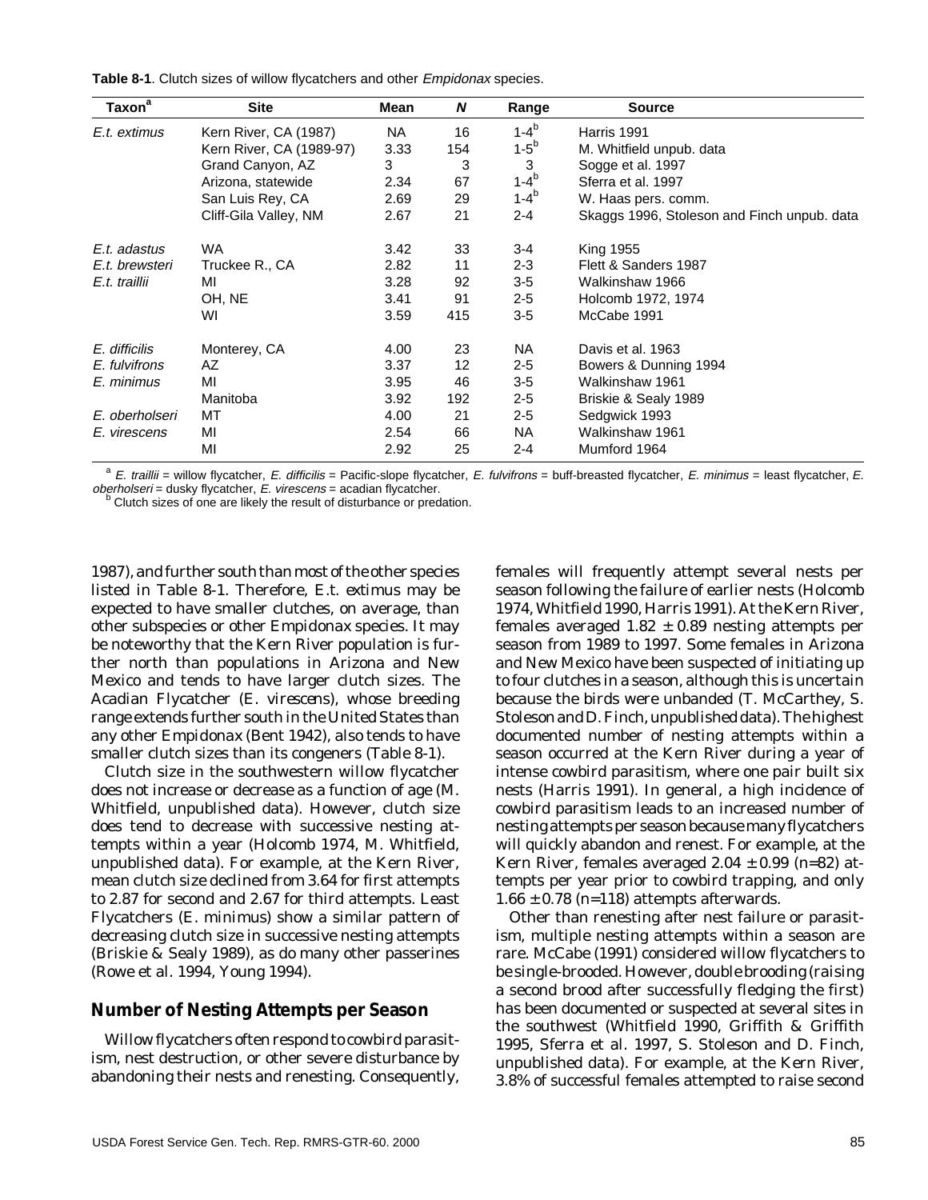**Table 8-1**. Clutch sizes of willow flycatchers and other *Empidonax* species.

| Taxon[a] | Site | Mean | *N* | Range | Source |
|---|---|---|---|---|---|
| *E.t. extimus* | Kern River, CA (1987) | NA | 16 | 1-4[b] | Harris 1991 |
| | Kern River, CA (1989-97) | 3.33 | 154 | 1-5[b] | M. Whitfield unpub. data |
| | Grand Canyon, AZ | 3 | 3 | 3 | Sogge et al. 1997 |
| | Arizona, statewide | 2.34 | 67 | 1-4[b] | Sferra et al. 1997 |
| | San Luis Rey, CA | 2.69 | 29 | 1-4[b] | W. Haas pers. comm. |
| | Cliff-Gila Valley, NM | 2.67 | 21 | 2-4 | Skaggs 1996, Stoleson and Finch unpub. data |
| *E.t. adastus* | WA | 3.42 | 33 | 3-4 | King 1955 |
| *E.t. brewsteri* | Truckee R., CA | 2.82 | 11 | 2-3 | Flett & Sanders 1987 |
| *E.t. traillii* | MI | 3.28 | 92 | 3-5 | Walkinshaw 1966 |
| | OH, NE | 3.41 | 91 | 2-5 | Holcomb 1972, 1974 |
| | WI | 3.59 | 415 | 3-5 | McCabe 1991 |
| *E. difficilis* | Monterey, CA | 4.00 | 23 | NA | Davis et al. 1963 |
| *E. fulvifrons* | AZ | 3.37 | 12 | 2-5 | Bowers & Dunning 1994 |
| *E. minimus* | MI | 3.95 | 46 | 3-5 | Walkinshaw 1961 |
| | Manitoba | 3.92 | 192 | 2-5 | Briskie & Sealy 1989 |
| *E. oberholseri* | MT | 4.00 | 21 | 2-5 | Sedgwick 1993 |
| *E. virescens* | MI | 2.54 | 66 | NA | Walkinshaw 1961 |
| | MI | 2.92 | 25 | 2-4 | Mumford 1964 |

[a] *E. traillii* = willow flycatcher, *E. difficilis* = Pacific-slope flycatcher, *E. fulvifrons* = buff-breasted flycatcher, *E. minimus* = least flycatcher, *E. oberholseri* = dusky flycatcher, *E. virescens* = acadian flycatcher.
[b] Clutch sizes of one are likely the result of disturbance or predation.

1987), and further south than most of the other species listed in Table 8-1. Therefore, E.t. extimus may be expected to have smaller clutches, on average, than other subspecies or other Empidonax species. It may be noteworthy that the Kern River population is further north than populations in Arizona and New Mexico and tends to have larger clutch sizes. The Acadian Flycatcher (E. virescens), whose breeding range extends further south in the United States than any other Empidonax (Bent 1942), also tends to have smaller clutch sizes than its congeners (Table 8-1).

Clutch size in the southwestern willow flycatcher does not increase or decrease as a function of age (M. Whitfield, unpublished data). However, clutch size does tend to decrease with successive nesting attempts within a year (Holcomb 1974, M. Whitfield, unpublished data). For example, at the Kern River, mean clutch size declined from 3.64 for first attempts to 2.87 for second and 2.67 for third attempts. Least Flycatchers (E. minimus) show a similar pattern of decreasing clutch size in successive nesting attempts (Briskie & Sealy 1989), as do many other passerines (Rowe et al. 1994, Young 1994).

## Number of Nesting Attempts per Season

Willow flycatchers often respond to cowbird parasitism, nest destruction, or other severe disturbance by abandoning their nests and renesting. Consequently, females will frequently attempt several nests per season following the failure of earlier nests (Holcomb 1974, Whitfield 1990, Harris 1991). At the Kern River, females averaged 1.82 ± 0.89 nesting attempts per season from 1989 to 1997. Some females in Arizona and New Mexico have been suspected of initiating up to four clutches in a season, although this is uncertain because the birds were unbanded (T. McCarthey, S. Stoleson and D. Finch, unpublished data). The highest documented number of nesting attempts within a season occurred at the Kern River during a year of intense cowbird parasitism, where one pair built six nests (Harris 1991). In general, a high incidence of cowbird parasitism leads to an increased number of nesting attempts per season because many flycatchers will quickly abandon and renest. For example, at the Kern River, females averaged 2.04 ± 0.99 (n=82) attempts per year prior to cowbird trapping, and only 1.66 ± 0.78 (n=118) attempts afterwards.

Other than renesting after nest failure or parasitism, multiple nesting attempts within a season are rare. McCabe (1991) considered willow flycatchers to be single-brooded. However, double brooding (raising a second brood after successfully fledging the first) has been documented or suspected at several sites in the southwest (Whitfield 1990, Griffith & Griffith 1995, Sferra et al. 1997, S. Stoleson and D. Finch, unpublished data). For example, at the Kern River, 3.8% of successful females attempted to raise second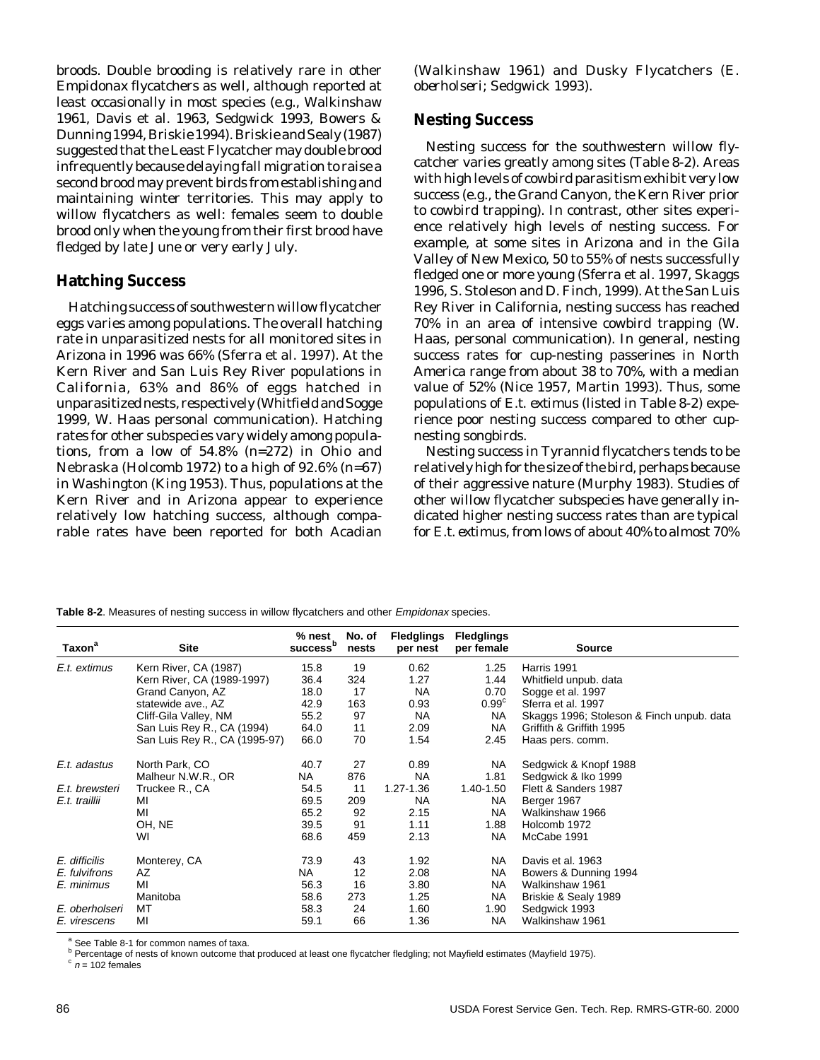broods. Double brooding is relatively rare in other Empidonax flycatchers as well, although reported at least occasionally in most species (e.g., Walkinshaw 1961, Davis et al. 1963, Sedgwick 1993, Bowers & Dunning 1994, Briskie 1994). Briskie and Sealy (1987) suggested that the Least Flycatcher may double brood infrequently because delaying fall migration to raise a second brood may prevent birds from establishing and maintaining winter territories. This may apply to willow flycatchers as well: females seem to double brood only when the young from their first brood have fledged by late June or very early July.

## Hatching Success

Hatching success of southwestern willow flycatcher eggs varies among populations. The overall hatching rate in unparasitized nests for all monitored sites in Arizona in 1996 was 66% (Sferra et al. 1997). At the Kern River and San Luis Rey River populations in California, 63% and 86% of eggs hatched in unparasitized nests, respectively (Whitfield and Sogge 1999, W. Haas personal communication). Hatching rates for other subspecies vary widely among populations, from a low of 54.8% (n=272) in Ohio and Nebraska (Holcomb 1972) to a high of 92.6% (n=67) in Washington (King 1953). Thus, populations at the Kern River and in Arizona appear to experience relatively low hatching success, although comparable rates have been reported for both Acadian (Walkinshaw 1961) and Dusky Flycatchers (*E. oberholseri*; Sedgwick 1993).

## Nesting Success

Nesting success for the southwestern willow flycatcher varies greatly among sites (Table 8-2). Areas with high levels of cowbird parasitism exhibit very low success (e.g., the Grand Canyon, the Kern River prior to cowbird trapping). In contrast, other sites experience relatively high levels of nesting success. For example, at some sites in Arizona and in the Gila Valley of New Mexico, 50 to 55% of nests successfully fledged one or more young (Sferra et al. 1997, Skaggs 1996, S. Stoleson and D. Finch, 1999). At the San Luis Rey River in California, nesting success has reached 70% in an area of intensive cowbird trapping (W. Haas, personal communication). In general, nesting success rates for cup-nesting passerines in North America range from about 38 to 70%, with a median value of 52% (Nice 1957, Martin 1993). Thus, some populations of *E.t. extimus* (listed in Table 8-2) experience poor nesting success compared to other cup-nesting songbirds.

Nesting success in Tyrannid flycatchers tends to be relatively high for the size of the bird, perhaps because of their aggressive nature (Murphy 1983). Studies of other willow flycatcher subspecies have generally indicated higher nesting success rates than are typical for *E.t. extimus*, from lows of about 40% to almost 70%

**Table 8-2**. Measures of nesting success in willow flycatchers and other *Empidonax* species.

| Taxon[a] | Site | % nest success[b] | No. of nests | Fledglings per nest | Fledglings per female | Source |
|---|---|---|---|---|---|---|
| *E.t. extimus* | Kern River, CA (1987) | 15.8 | 19 | 0.62 | 1.25 | Harris 1991 |
| | Kern River, CA (1989-1997) | 36.4 | 324 | 1.27 | 1.44 | Whitfield unpub. data |
| | Grand Canyon, AZ | 18.0 | 17 | NA | 0.70 | Sogge et al. 1997 |
| | statewide ave., AZ | 42.9 | 163 | 0.93 | 0.99[c] | Sferra et al. 1997 |
| | Cliff-Gila Valley, NM | 55.2 | 97 | NA | NA | Skaggs 1996; Stoleson & Finch unpub. data |
| | San Luis Rey R., CA (1994) | 64.0 | 11 | 2.09 | NA | Griffith & Griffith 1995 |
| | San Luis Rey R., CA (1995-97) | 66.0 | 70 | 1.54 | 2.45 | Haas pers. comm. |
| *E.t. adastus* | North Park, CO | 40.7 | 27 | 0.89 | NA | Sedgwick & Knopf 1988 |
| | Malheur N.W.R., OR | NA | 876 | NA | 1.81 | Sedgwick & Iko 1999 |
| *E.t. brewsteri* | Truckee R., CA | 54.5 | 11 | 1.27-1.36 | 1.40-1.50 | Flett & Sanders 1987 |
| *E.t. traillii* | MI | 69.5 | 209 | NA | NA | Berger 1967 |
| | MI | 65.2 | 92 | 2.15 | NA | Walkinshaw 1966 |
| | OH, NE | 39.5 | 91 | 1.11 | 1.88 | Holcomb 1972 |
| | WI | 68.6 | 459 | 2.13 | NA | McCabe 1991 |
| *E. difficilis* | Monterey, CA | 73.9 | 43 | 1.92 | NA | Davis et al. 1963 |
| *E. fulvifrons* | AZ | NA | 12 | 2.08 | NA | Bowers & Dunning 1994 |
| *E. minimus* | MI | 56.3 | 16 | 3.80 | NA | Walkinshaw 1961 |
| | Manitoba | 58.6 | 273 | 1.25 | NA | Briskie & Sealy 1989 |
| *E. oberholseri* | MT | 58.3 | 24 | 1.60 | 1.90 | Sedgwick 1993 |
| *E. virescens* | MI | 59.1 | 66 | 1.36 | NA | Walkinshaw 1961 |

[a] See Table 8-1 for common names of taxa.
[b] Percentage of nests of known outcome that produced at least one flycatcher fledgling; not Mayfield estimates (Mayfield 1975).
[c] $n$ = 102 females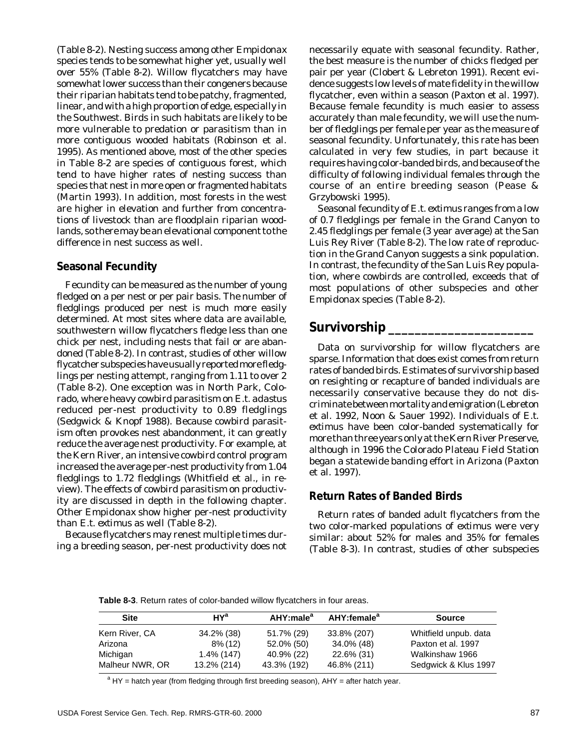(Table 8-2). Nesting success among other *Empidonax* species tends to be somewhat higher yet, usually well over 55% (Table 8-2). Willow flycatchers may have somewhat lower success than their congeners because their riparian habitats tend to be patchy, fragmented, linear, and with a high proportion of edge, especially in the Southwest. Birds in such habitats are likely to be more vulnerable to predation or parasitism than in more contiguous wooded habitats (Robinson et al. 1995). As mentioned above, most of the other species in Table 8-2 are species of contiguous forest, which tend to have higher rates of nesting success than species that nest in more open or fragmented habitats (Martin 1993). In addition, most forests in the west are higher in elevation and further from concentrations of livestock than are floodplain riparian woodlands, so there may be an elevational component to the difference in nest success as well.

### Seasonal Fecundity

Fecundity can be measured as the number of young fledged on a per nest or per pair basis. The number of fledglings produced per nest is much more easily determined. At most sites where data are available, southwestern willow flycatchers fledge less than one chick per nest, including nests that fail or are abandoned (Table 8-2). In contrast, studies of other willow flycatcher subspecies have usually reported more fledglings per nesting attempt, ranging from 1.11 to over 2 (Table 8-2). One exception was in North Park, Colorado, where heavy cowbird parasitism on *E.t. adastus* reduced per-nest productivity to 0.89 fledglings (Sedgwick & Knopf 1988). Because cowbird parasitism often provokes nest abandonment, it can greatly reduce the average nest productivity. For example, at the Kern River, an intensive cowbird control program increased the average per-nest productivity from 1.04 fledglings to 1.72 fledglings (Whitfield et al., in review). The effects of cowbird parasitism on productivity are discussed in depth in the following chapter. Other *Empidonax* show higher per-nest productivity than *E.t. extimus* as well (Table 8-2).

Because flycatchers may renest multiple times during a breeding season, per-nest productivity does not necessarily equate with seasonal fecundity. Rather, the best measure is the number of chicks fledged per pair per year (Clobert & Lebreton 1991). Recent evidence suggests low levels of mate fidelity in the willow flycatcher, even within a season (Paxton et al. 1997). Because female fecundity is much easier to assess accurately than male fecundity, we will use the number of fledglings per female per year as the measure of seasonal fecundity. Unfortunately, this rate has been calculated in very few studies, in part because it requires having color-banded birds, and because of the difficulty of following individual females through the course of an entire breeding season (Pease & Grzybowski 1995).

Seasonal fecundity of *E.t. extimus* ranges from a low of 0.7 fledglings per female in the Grand Canyon to 2.45 fledglings per female (3 year average) at the San Luis Rey River (Table 8-2). The low rate of reproduction in the Grand Canyon suggests a sink population. In contrast, the fecundity of the San Luis Rey population, where cowbirds are controlled, exceeds that of most populations of other subspecies and other *Empidonax* species (Table 8-2).

## Survivorship

Data on survivorship for willow flycatchers are sparse. Information that does exist comes from return rates of banded birds. Estimates of survivorship based on resighting or recapture of banded individuals are necessarily conservative because they do not discriminate between mortality and emigration (Lebreton et al. 1992, Noon & Sauer 1992). Individuals of *E.t. extimus* have been color-banded systematically for more than three years only at the Kern River Preserve, although in 1996 the Colorado Plateau Field Station began a statewide banding effort in Arizona (Paxton et al. 1997).

### Return Rates of Banded Birds

Return rates of banded adult flycatchers from the two color-marked populations of *extimus* were very similar: about 52% for males and 35% for females (Table 8-3). In contrast, studies of other subspecies

**Table 8-3**. Return rates of color-banded willow flycatchers in four areas.

| Site | HY[a] | AHY:male[a] | AHY:female[a] | Source |
|---|---|---|---|---|
| Kern River, CA | 34.2% (38) | 51.7% (29) | 33.8% (207) | Whitfield unpub. data |
| Arizona | 8% (12) | 52.0% (50) | 34.0% (48) | Paxton et al. 1997 |
| Michigan | 1.4% (147) | 40.9% (22) | 22.6% (31) | Walkinshaw 1966 |
| Malheur NWR, OR | 13.2% (214) | 43.3% (192) | 46.8% (211) | Sedgwick & Klus 1997 |

[a] HY = hatch year (from fledging through first breeding season), AHY = after hatch year.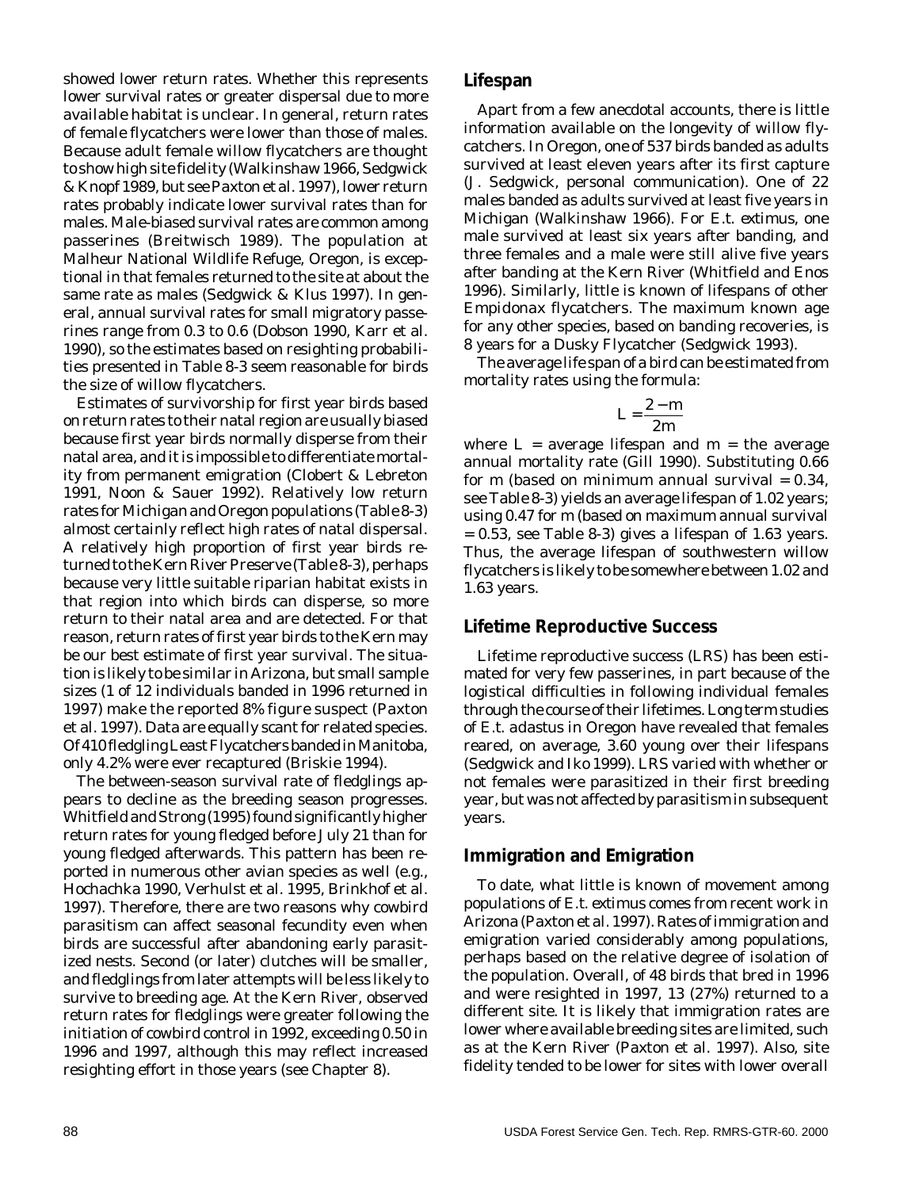showed lower return rates. Whether this represents lower survival rates or greater dispersal due to more available habitat is unclear. In general, return rates of female flycatchers were lower than those of males. Because adult female willow flycatchers are thought to show high site fidelity (Walkinshaw 1966, Sedgwick & Knopf 1989, but see Paxton et al. 1997), lower return rates probably indicate lower survival rates than for males. Male-biased survival rates are common among passerines (Breitwisch 1989). The population at Malheur National Wildlife Refuge, Oregon, is exceptional in that females returned to the site at about the same rate as males (Sedgwick & Klus 1997). In general, annual survival rates for small migratory passerines range from 0.3 to 0.6 (Dobson 1990, Karr et al. 1990), so the estimates based on resighting probabilities presented in Table 8-3 seem reasonable for birds the size of willow flycatchers.

Estimates of survivorship for first year birds based on return rates to their natal region are usually biased because first year birds normally disperse from their natal area, and it is impossible to differentiate mortality from permanent emigration (Clobert & Lebreton 1991, Noon & Sauer 1992). Relatively low return rates for Michigan and Oregon populations (Table 8-3) almost certainly reflect high rates of natal dispersal. A relatively high proportion of first year birds returned to the Kern River Preserve (Table 8-3), perhaps because very little suitable riparian habitat exists in that region into which birds can disperse, so more return to their natal area and are detected. For that reason, return rates of first year birds to the Kern may be our best estimate of first year survival. The situation is likely to be similar in Arizona, but small sample sizes (1 of 12 individuals banded in 1996 returned in 1997) make the reported 8% figure suspect (Paxton et al. 1997). Data are equally scant for related species. Of 410 fledgling Least Flycatchers banded in Manitoba, only 4.2% were ever recaptured (Briskie 1994).

The between-season survival rate of fledglings appears to decline as the breeding season progresses. Whitfield and Strong (1995) found significantly higher return rates for young fledged before July 21 than for young fledged afterwards. This pattern has been reported in numerous other avian species as well (e.g., Hochachka 1990, Verhulst et al. 1995, Brinkhof et al. 1997). Therefore, there are two reasons why cowbird parasitism can affect seasonal fecundity even when birds are successful after abandoning early parasitized nests. Second (or later) clutches will be smaller, and fledglings from later attempts will be less likely to survive to breeding age. At the Kern River, observed return rates for fledglings were greater following the initiation of cowbird control in 1992, exceeding 0.50 in 1996 and 1997, although this may reflect increased resighting effort in those years (see Chapter 8).

## Lifespan

Apart from a few anecdotal accounts, there is little information available on the longevity of willow flycatchers. In Oregon, one of 537 birds banded as adults survived at least eleven years after its first capture (J. Sedgwick, personal communication). One of 22 males banded as adults survived at least five years in Michigan (Walkinshaw 1966). For *E.t. extimus*, one male survived at least six years after banding, and three females and a male were still alive five years after banding at the Kern River (Whitfield and Enos 1996). Similarly, little is known of lifespans of other *Empidonax* flycatchers. The maximum known age for any other species, based on banding recoveries, is 8 years for a Dusky Flycatcher (Sedgwick 1993).

The average life span of a bird can be estimated from mortality rates using the formula:

$$L = \frac{2 - m}{2m}$$

where $L$ = average lifespan and $m$ = the average annual mortality rate (Gill 1990). Substituting 0.66 for $m$ (based on minimum annual survival = 0.34, see Table 8-3) yields an average lifespan of 1.02 years; using 0.47 for $m$ (based on maximum annual survival = 0.53, see Table 8-3) gives a lifespan of 1.63 years. Thus, the average lifespan of southwestern willow flycatchers is likely to be somewhere between 1.02 and 1.63 years.

## Lifetime Reproductive Success

Lifetime reproductive success (LRS) has been estimated for very few passerines, in part because of the logistical difficulties in following individual females through the course of their lifetimes. Long term studies of *E.t. adastus* in Oregon have revealed that females reared, on average, 3.60 young over their lifespans (Sedgwick and Iko 1999). LRS varied with whether or not females were parasitized in their first breeding year, but was not affected by parasitism in subsequent years.

## Immigration and Emigration

To date, what little is known of movement among populations of *E.t. extimus* comes from recent work in Arizona (Paxton et al. 1997). Rates of immigration and emigration varied considerably among populations, perhaps based on the relative degree of isolation of the population. Overall, of 48 birds that bred in 1996 and were resighted in 1997, 13 (27%) returned to a different site. It is likely that immigration rates are lower where available breeding sites are limited, such as at the Kern River (Paxton et al. 1997). Also, site fidelity tended to be lower for sites with lower overall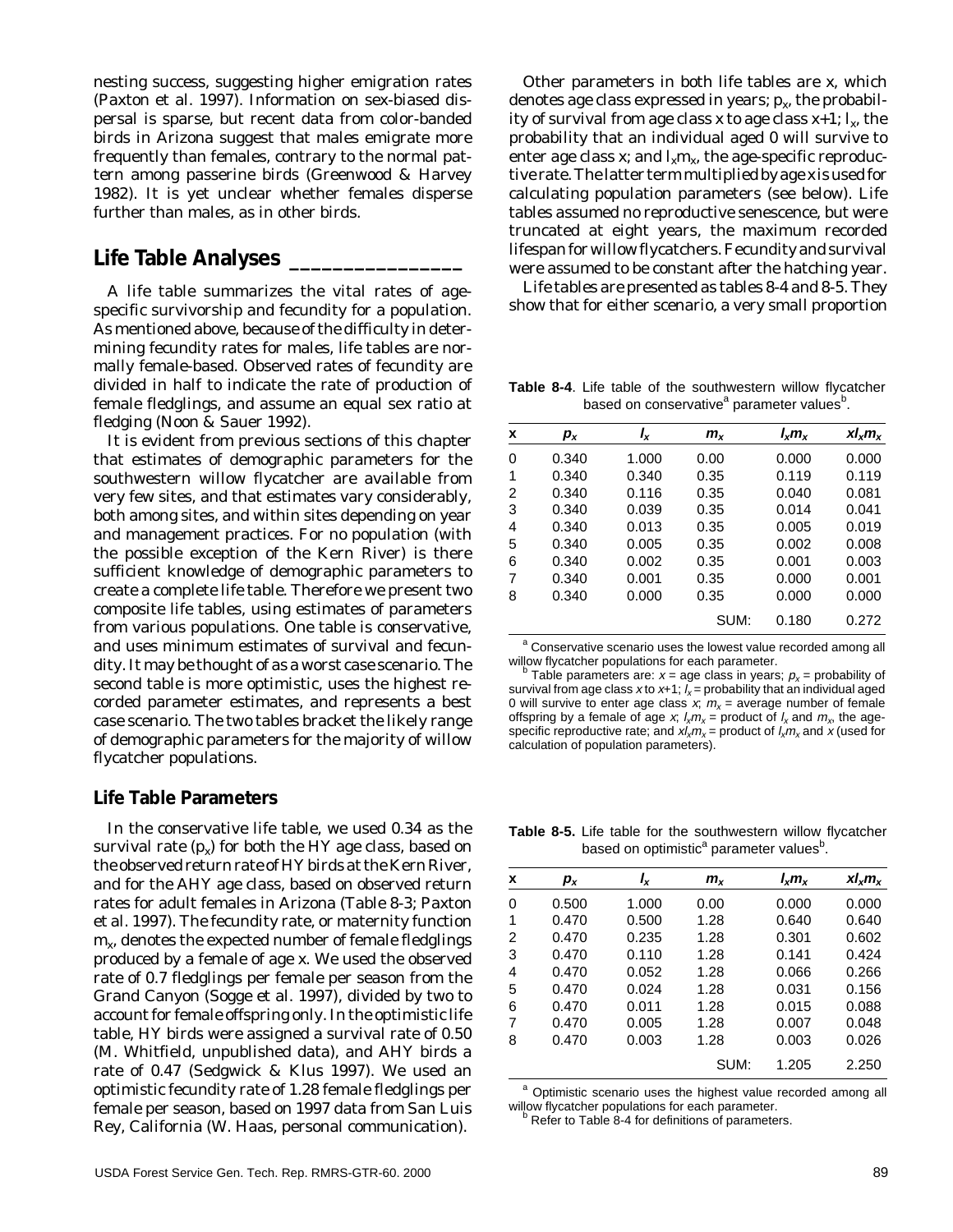nesting success, suggesting higher emigration rates (Paxton et al. 1997). Information on sex-biased dispersal is sparse, but recent data from color-banded birds in Arizona suggest that males emigrate more frequently than females, contrary to the normal pattern among passerine birds (Greenwood & Harvey 1982). It is yet unclear whether females disperse further than males, as in other birds.

## Life Table Analyses

A life table summarizes the vital rates of age-specific survivorship and fecundity for a population. As mentioned above, because of the difficulty in determining fecundity rates for males, life tables are normally female-based. Observed rates of fecundity are divided in half to indicate the rate of production of female fledglings, and assume an equal sex ratio at fledging (Noon & Sauer 1992).

It is evident from previous sections of this chapter that estimates of demographic parameters for the southwestern willow flycatcher are available from very few sites, and that estimates vary considerably, both among sites, and within sites depending on year and management practices. For no population (with the possible exception of the Kern River) is there sufficient knowledge of demographic parameters to create a complete life table. Therefore we present two composite life tables, using estimates of parameters from various populations. One table is conservative, and uses minimum estimates of survival and fecundity. It may be thought of as a worst case scenario. The second table is more optimistic, uses the highest recorded parameter estimates, and represents a best case scenario. The two tables bracket the likely range of demographic parameters for the majority of willow flycatcher populations.

### Life Table Parameters

In the conservative life table, we used 0.34 as the survival rate ($p_x$) for both the HY age class, based on the observed return rate of HY birds at the Kern River, and for the AHY age class, based on observed return rates for adult females in Arizona (Table 8-3; Paxton et al. 1997). The fecundity rate, or maternity function $m_x$, denotes the expected number of female fledglings produced by a female of age x. We used the observed rate of 0.7 fledglings per female per season from the Grand Canyon (Sogge et al. 1997), divided by two to account for female offspring only. In the optimistic life table, HY birds were assigned a survival rate of 0.50 (M. Whitfield, unpublished data), and AHY birds a rate of 0.47 (Sedgwick & Klus 1997). We used an optimistic fecundity rate of 1.28 female fledglings per female per season, based on 1997 data from San Luis Rey, California (W. Haas, personal communication).

Other parameters in both life tables are x, which denotes age class expressed in years; $p_x$, the probability of survival from age class x to age class x+1; $l_x$, the probability that an individual aged 0 will survive to enter age class x; and $l_x m_x$, the age-specific reproductive rate. The latter term multiplied by age x is used for calculating population parameters (see below). Life tables assumed no reproductive senescence, but were truncated at eight years, the maximum recorded lifespan for willow flycatchers. Fecundity and survival were assumed to be constant after the hatching year.

Life tables are presented as tables 8-4 and 8-5. They show that for either scenario, a very small proportion

**Table 8-4**. Life table of the southwestern willow flycatcher based on conservative[a] parameter values[b].

| x | $p_x$ | $l_x$ | $m_x$ | $l_x m_x$ | $x l_x m_x$ |
|---|---|---|---|---|---|
| 0 | 0.340 | 1.000 | 0.00 | 0.000 | 0.000 |
| 1 | 0.340 | 0.340 | 0.35 | 0.119 | 0.119 |
| 2 | 0.340 | 0.116 | 0.35 | 0.040 | 0.081 |
| 3 | 0.340 | 0.039 | 0.35 | 0.014 | 0.041 |
| 4 | 0.340 | 0.013 | 0.35 | 0.005 | 0.019 |
| 5 | 0.340 | 0.005 | 0.35 | 0.002 | 0.008 |
| 6 | 0.340 | 0.002 | 0.35 | 0.001 | 0.003 |
| 7 | 0.340 | 0.001 | 0.35 | 0.000 | 0.001 |
| 8 | 0.340 | 0.000 | 0.35 | 0.000 | 0.000 |
| | | | SUM: | 0.180 | 0.272 |

[a] Conservative scenario uses the lowest value recorded among all willow flycatcher populations for each parameter.
[b] Table parameters are: $x$ = age class in years; $p_x$ = probability of survival from age class $x$ to $x$+1; $l_x$ = probability that an individual aged 0 will survive to enter age class $x$; $m_x$ = average number of female offspring by a female of age $x$; $l_x m_x$ = product of $l_x$ and $m_x$, the age-specific reproductive rate; and $x l_x m_x$ = product of $l_x m_x$ and $x$ (used for calculation of population parameters).

**Table 8-5.** Life table for the southwestern willow flycatcher based on optimistic[a] parameter values[b].

| x | $p_x$ | $l_x$ | $m_x$ | $l_x m_x$ | $x l_x m_x$ |
|---|---|---|---|---|---|
| 0 | 0.500 | 1.000 | 0.00 | 0.000 | 0.000 |
| 1 | 0.470 | 0.500 | 1.28 | 0.640 | 0.640 |
| 2 | 0.470 | 0.235 | 1.28 | 0.301 | 0.602 |
| 3 | 0.470 | 0.110 | 1.28 | 0.141 | 0.424 |
| 4 | 0.470 | 0.052 | 1.28 | 0.066 | 0.266 |
| 5 | 0.470 | 0.024 | 1.28 | 0.031 | 0.156 |
| 6 | 0.470 | 0.011 | 1.28 | 0.015 | 0.088 |
| 7 | 0.470 | 0.005 | 1.28 | 0.007 | 0.048 |
| 8 | 0.470 | 0.003 | 1.28 | 0.003 | 0.026 |
| | | | SUM: | 1.205 | 2.250 |

[a] Optimistic scenario uses the highest value recorded among all willow flycatcher populations for each parameter.
[b] Refer to Table 8-4 for definitions of parameters.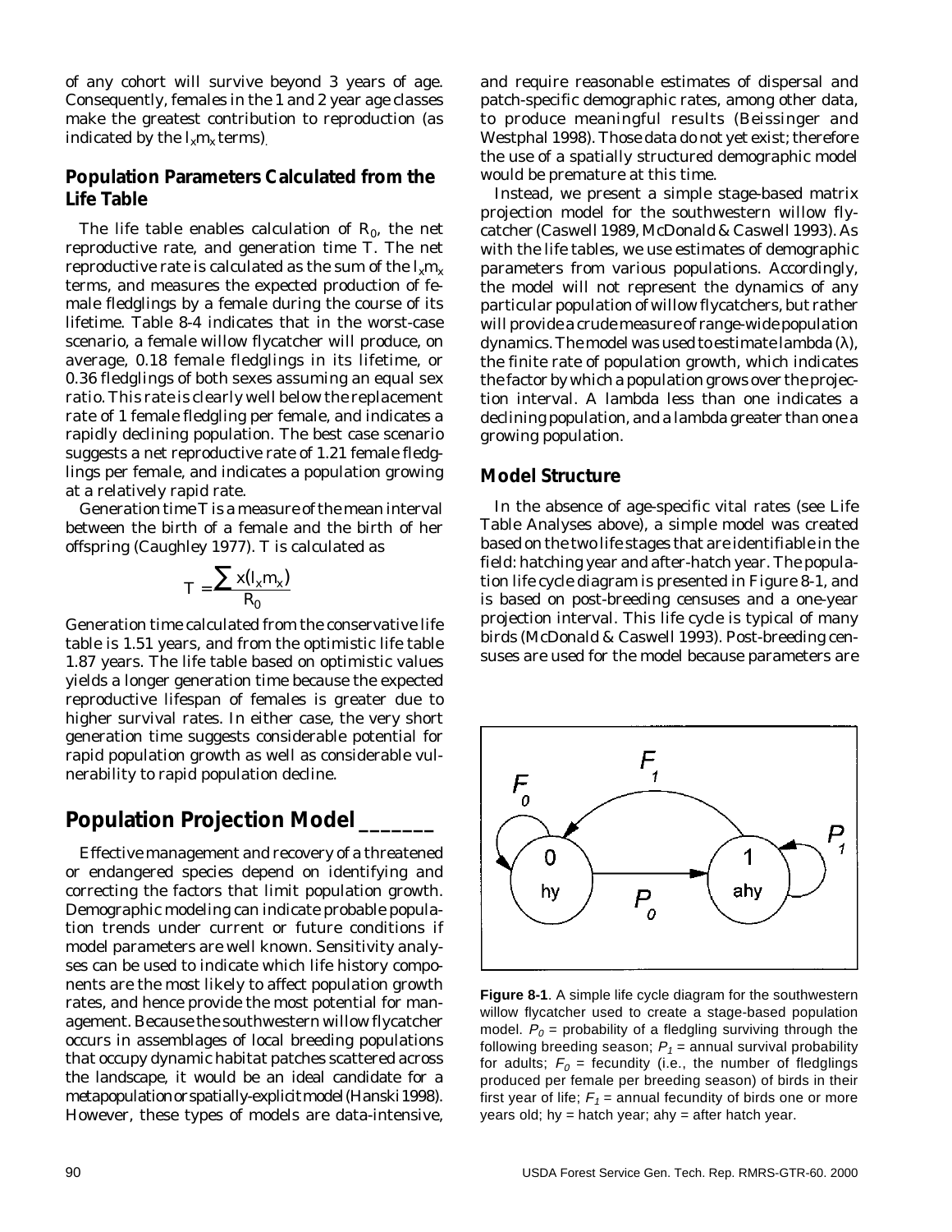of any cohort will survive beyond 3 years of age. Consequently, females in the 1 and 2 year age classes make the greatest contribution to reproduction (as indicated by the $l_x m_x$ terms).

### Population Parameters Calculated from the Life Table

The life table enables calculation of $R_0$, the net reproductive rate, and generation time T. The net reproductive rate is calculated as the sum of the $l_x m_x$ terms, and measures the expected production of female fledglings by a female during the course of its lifetime. Table 8-4 indicates that in the worst-case scenario, a female willow flycatcher will produce, on average, 0.18 female fledglings in its lifetime, or 0.36 fledglings of both sexes assuming an equal sex ratio. This rate is clearly well below the replacement rate of 1 female fledgling per female, and indicates a rapidly declining population. The best case scenario suggests a net reproductive rate of 1.21 female fledglings per female, and indicates a population growing at a relatively rapid rate.

Generation time T is a measure of the mean interval between the birth of a female and the birth of her offspring (Caughley 1977). T is calculated as

$$T = \frac{\sum x(l_x m_x)}{R_0}$$

Generation time calculated from the conservative life table is 1.51 years, and from the optimistic life table 1.87 years. The life table based on optimistic values yields a longer generation time because the expected reproductive lifespan of females is greater due to higher survival rates. In either case, the very short generation time suggests considerable potential for rapid population growth as well as considerable vulnerability to rapid population decline.

## Population Projection Model

Effective management and recovery of a threatened or endangered species depend on identifying and correcting the factors that limit population growth. Demographic modeling can indicate probable population trends under current or future conditions if model parameters are well known. Sensitivity analyses can be used to indicate which life history components are the most likely to affect population growth rates, and hence provide the most potential for management. Because the southwestern willow flycatcher occurs in assemblages of local breeding populations that occupy dynamic habitat patches scattered across the landscape, it would be an ideal candidate for a metapopulation or spatially-explicit model (Hanski 1998). However, these types of models are data-intensive, and require reasonable estimates of dispersal and patch-specific demographic rates, among other data, to produce meaningful results (Beissinger and Westphal 1998). Those data do not yet exist; therefore the use of a spatially structured demographic model would be premature at this time.

Instead, we present a simple stage-based matrix projection model for the southwestern willow flycatcher (Caswell 1989, McDonald & Caswell 1993). As with the life tables, we use estimates of demographic parameters from various populations. Accordingly, the model will not represent the dynamics of any particular population of willow flycatchers, but rather will provide a crude measure of range-wide population dynamics. The model was used to estimate lambda ($\lambda$), the finite rate of population growth, which indicates the factor by which a population grows over the projection interval. A lambda less than one indicates a declining population, and a lambda greater than one a growing population.

### Model Structure

In the absence of age-specific vital rates (see Life Table Analyses above), a simple model was created based on the two life stages that are identifiable in the field: hatching year and after-hatch year. The population life cycle diagram is presented in Figure 8-1, and is based on post-breeding censuses and a one-year projection interval. This life cycle is typical of many birds (McDonald & Caswell 1993). Post-breeding censuses are used for the model because parameters are

**Figure 8-1**. A simple life cycle diagram for the southwestern willow flycatcher used to create a stage-based population model. $P_0$ = probability of a fledgling surviving through the following breeding season; $P_1$ = annual survival probability for adults; $F_0$ = fecundity (i.e., the number of fledglings produced per female per breeding season) of birds in their first year of life; $F_1$ = annual fecundity of birds one or more years old; hy = hatch year; ahy = after hatch year.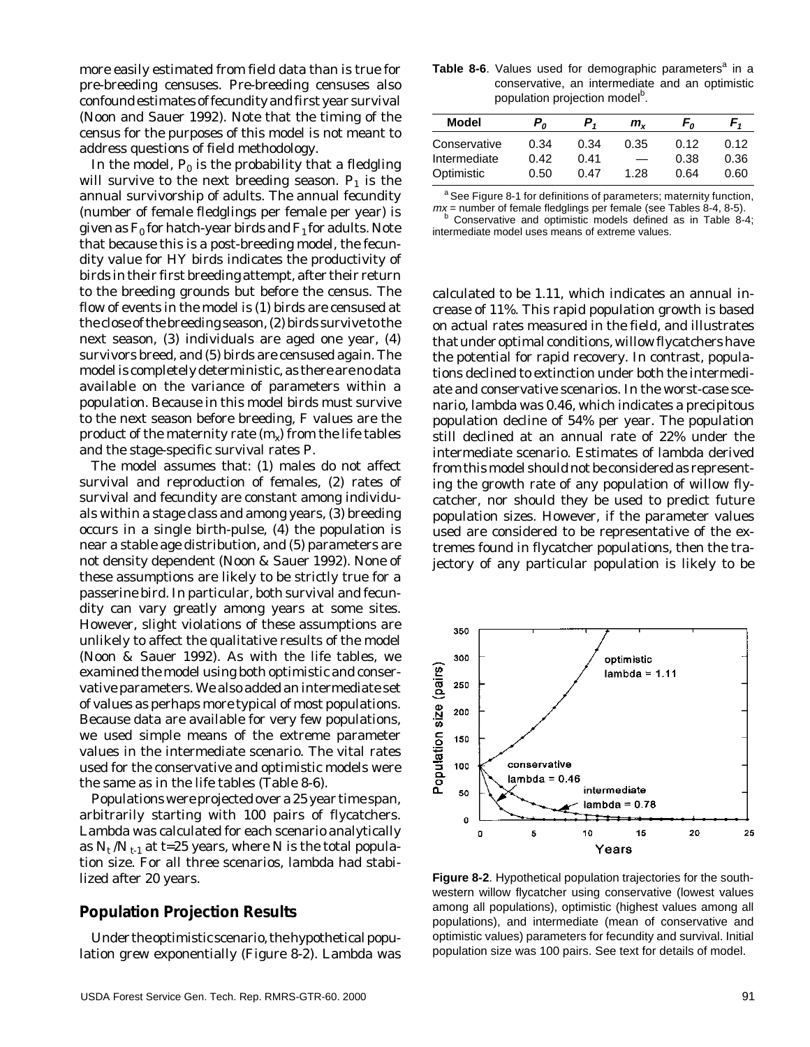more easily estimated from field data than is true for pre-breeding censuses. Pre-breeding censuses also confound estimates of fecundity and first year survival (Noon and Sauer 1992). Note that the timing of the census for the purposes of this model is not meant to address questions of field methodology.

In the model, $P_0$ is the probability that a fledgling will survive to the next breeding season. $P_1$ is the annual survivorship of adults. The annual fecundity (number of female fledglings per female per year) is given as $F_0$ for hatch-year birds and $F_1$ for adults. Note that because this is a post-breeding model, the fecundity value for HY birds indicates the productivity of birds in their first breeding attempt, after their return to the breeding grounds but before the census. The flow of events in the model is (1) birds are censused at the close of the breeding season, (2) birds survive to the next season, (3) individuals are aged one year, (4) survivors breed, and (5) birds are censused again. The model is completely deterministic, as there are no data available on the variance of parameters within a population. Because in this model birds must survive to the next season before breeding, F values are the product of the maternity rate ($m_x$) from the life tables and the stage-specific survival rates P.

The model assumes that: (1) males do not affect survival and reproduction of females, (2) rates of survival and fecundity are constant among individuals within a stage class and among years, (3) breeding occurs in a single birth-pulse, (4) the population is near a stable age distribution, and (5) parameters are not density dependent (Noon & Sauer 1992). None of these assumptions are likely to be strictly true for a passerine bird. In particular, both survival and fecundity can vary greatly among years at some sites. However, slight violations of these assumptions are unlikely to affect the qualitative results of the model (Noon & Sauer 1992). As with the life tables, we examined the model using both optimistic and conservative parameters. We also added an intermediate set of values as perhaps more typical of most populations. Because data are available for very few populations, we used simple means of the extreme parameter values in the intermediate scenario. The vital rates used for the conservative and optimistic models were the same as in the life tables (Table 8-6).

Populations were projected over a 25 year time span, arbitrarily starting with 100 pairs of flycatchers. Lambda was calculated for each scenario analytically as $N_t / N_{t-1}$ at t=25 years, where N is the total population size. For all three scenarios, lambda had stabilized after 20 years.

## Population Projection Results

Under the optimistic scenario, the hypothetical population grew exponentially (Figure 8-2). Lambda was calculated to be 1.11, which indicates an annual increase of 11%. This rapid population growth is based on actual rates measured in the field, and illustrates that under optimal conditions, willow flycatchers have the potential for rapid recovery. In contrast, populations declined to extinction under both the intermediate and conservative scenarios. In the worst-case scenario, lambda was 0.46, which indicates a precipitous population decline of 54% per year. The population still declined at an annual rate of 22% under the intermediate scenario. Estimates of lambda derived from this model should not be considered as representing the growth rate of any population of willow flycatcher, nor should they be used to predict future population sizes. However, if the parameter values used are considered to be representative of the extremes found in flycatcher populations, then the trajectory of any particular population is likely to be

**Table 8-6**. Values used for demographic parameters[a] in a conservative, an intermediate and an optimistic population projection model[b].

| Model | $P_0$ | $P_1$ | $m_x$ | $F_0$ | $F_1$ |
|---|---|---|---|---|---|
| Conservative | 0.34 | 0.34 | 0.35 | 0.12 | 0.12 |
| Intermediate | 0.42 | 0.41 | — | 0.38 | 0.36 |
| Optimistic | 0.50 | 0.47 | 1.28 | 0.64 | 0.60 |

[a] See Figure 8-1 for definitions of parameters; maternity function, $mx$ = number of female fledglings per female (see Tables 8-4, 8-5).
[b] Conservative and optimistic models defined as in Table 8-4; intermediate model uses means of extreme values.

**Figure 8-2**. Hypothetical population trajectories for the southwestern willow flycatcher using conservative (lowest values among all populations), optimistic (highest values among all populations), and intermediate (mean of conservative and optimistic values) parameters for fecundity and survival. Initial population size was 100 pairs. See text for details of model.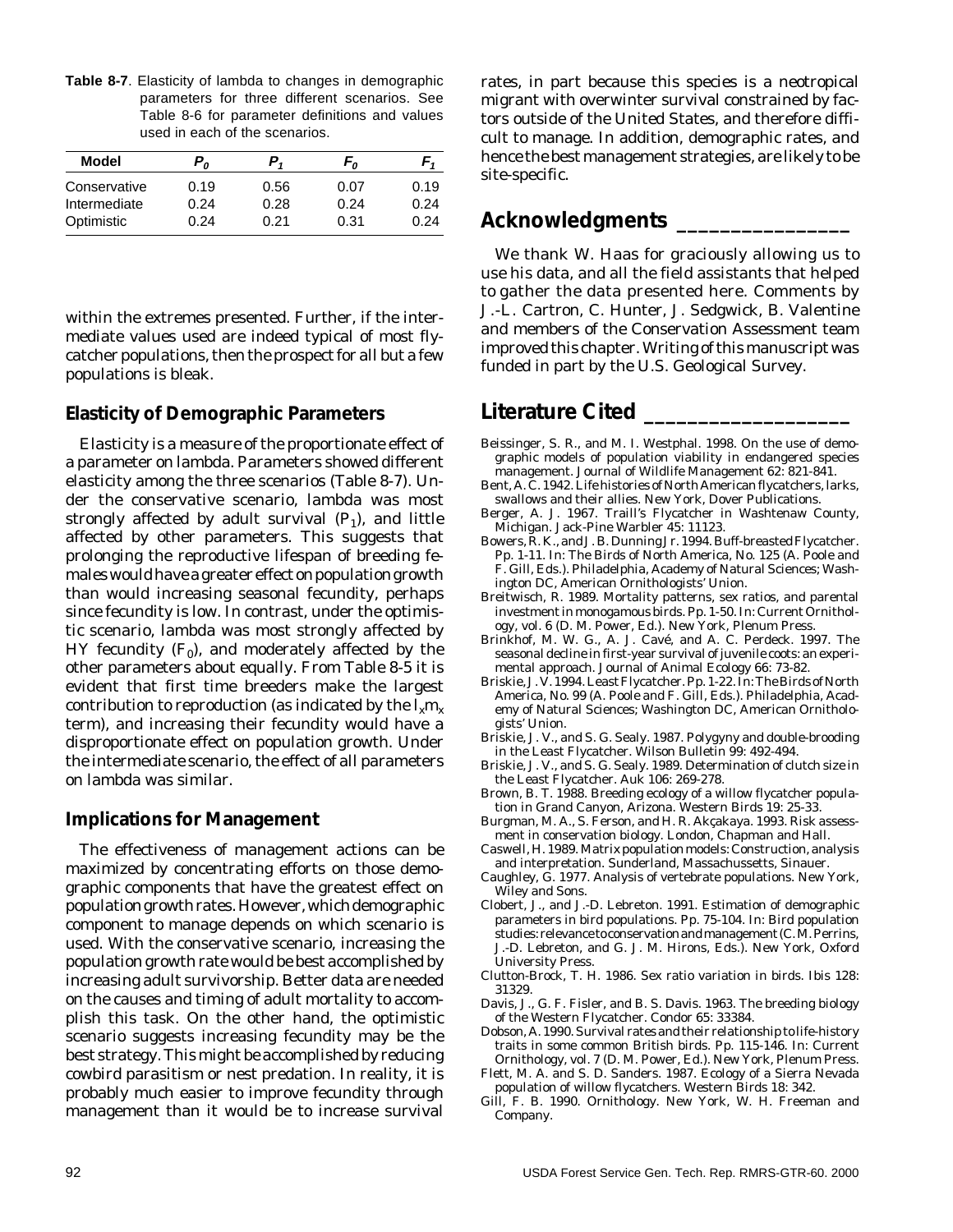**Table 8-7**. Elasticity of lambda to changes in demographic parameters for three different scenarios. See Table 8-6 for parameter definitions and values used in each of the scenarios.

| Model | $P_0$ | $P_1$ | $F_0$ | $F_1$ |
|---|---|---|---|---|
| Conservative | 0.19 | 0.56 | 0.07 | 0.19 |
| Intermediate | 0.24 | 0.28 | 0.24 | 0.24 |
| Optimistic | 0.24 | 0.21 | 0.31 | 0.24 |

within the extremes presented. Further, if the intermediate values used are indeed typical of most flycatcher populations, then the prospect for all but a few populations is bleak.

### Elasticity of Demographic Parameters

Elasticity is a measure of the proportionate effect of a parameter on lambda. Parameters showed different elasticity among the three scenarios (Table 8-7). Under the conservative scenario, lambda was most strongly affected by adult survival ($P_1$), and little affected by other parameters. This suggests that prolonging the reproductive lifespan of breeding females would have a greater effect on population growth than would increasing seasonal fecundity, perhaps since fecundity is low. In contrast, under the optimistic scenario, lambda was most strongly affected by HY fecundity ($F_0$), and moderately affected by the other parameters about equally. From Table 8-5 it is evident that first time breeders make the largest contribution to reproduction (as indicated by the $l_x m_x$ term), and increasing their fecundity would have a disproportionate effect on population growth. Under the intermediate scenario, the effect of all parameters on lambda was similar.

### Implications for Management

The effectiveness of management actions can be maximized by concentrating efforts on those demographic components that have the greatest effect on population growth rates. However, which demographic component to manage depends on which scenario is used. With the conservative scenario, increasing the population growth rate would be best accomplished by increasing adult survivorship. Better data are needed on the causes and timing of adult mortality to accomplish this task. On the other hand, the optimistic scenario suggests increasing fecundity may be the best strategy. This might be accomplished by reducing cowbird parasitism or nest predation. In reality, it is probably much easier to improve fecundity through management than it would be to increase survival rates, in part because this species is a neotropical migrant with overwinter survival constrained by factors outside of the United States, and therefore difficult to manage. In addition, demographic rates, and hence the best management strategies, are likely to be site-specific.

## Acknowledgments

We thank W. Haas for graciously allowing us to use his data, and all the field assistants that helped to gather the data presented here. Comments by J.-L. Cartron, C. Hunter, J. Sedgwick, B. Valentine and members of the Conservation Assessment team improved this chapter. Writing of this manuscript was funded in part by the U.S. Geological Survey.

## Literature Cited

Beissinger, S. R., and M. I. Westphal. 1998. On the use of demographic models of population viability in endangered species management. Journal of Wildlife Management 62: 821-841.

Bent, A. C. 1942. Life histories of North American flycatchers, larks, swallows and their allies. New York, Dover Publications.

Berger, A. J. 1967. Traill's Flycatcher in Washtenaw County, Michigan. Jack-Pine Warbler 45: 11123.

Bowers, R. K., and J. B. Dunning Jr. 1994. Buff-breasted Flycatcher. Pp. 1-11. In: The Birds of North America, No. 125 (A. Poole and F. Gill, Eds.). Philadelphia, Academy of Natural Sciences; Washington DC, American Ornithologists' Union.

Breitwisch, R. 1989. Mortality patterns, sex ratios, and parental investment in monogamous birds. Pp. 1-50. In: Current Ornithology, vol. 6 (D. M. Power, Ed.). New York, Plenum Press.

Brinkhof, M. W. G., A. J. Cavé, and A. C. Perdeck. 1997. The seasonal decline in first-year survival of juvenile coots: an experimental approach. Journal of Animal Ecology 66: 73-82.

Briskie, J. V. 1994. Least Flycatcher. Pp. 1-22. In: The Birds of North America, No. 99 (A. Poole and F. Gill, Eds.). Philadelphia, Academy of Natural Sciences; Washington DC, American Ornithologists' Union.

Briskie, J. V., and S. G. Sealy. 1987. Polygyny and double-brooding in the Least Flycatcher. Wilson Bulletin 99: 492-494.

Briskie, J. V., and S. G. Sealy. 1989. Determination of clutch size in the Least Flycatcher. Auk 106: 269-278.

Brown, B. T. 1988. Breeding ecology of a willow flycatcher population in Grand Canyon, Arizona. Western Birds 19: 25-33.

Burgman, M. A., S. Ferson, and H. R. Akçakaya. 1993. Risk assessment in conservation biology. London, Chapman and Hall.

Caswell, H. 1989. Matrix population models: Construction, analysis and interpretation. Sunderland, Massachussetts, Sinauer.

Caughley, G. 1977. Analysis of vertebrate populations. New York, Wiley and Sons.

Clobert, J., and J.-D. Lebreton. 1991. Estimation of demographic parameters in bird populations. Pp. 75-104. In: Bird population studies: relevance to conservation and management (C. M. Perrins, J.-D. Lebreton, and G. J. M. Hirons, Eds.). New York, Oxford University Press.

Clutton-Brock, T. H. 1986. Sex ratio variation in birds. Ibis 128: 31329.

Davis, J., G. F. Fisler, and B. S. Davis. 1963. The breeding biology of the Western Flycatcher. Condor 65: 33384.

Dobson, A. 1990. Survival rates and their relationship to life-history traits in some common British birds. Pp. 115-146. In: Current Ornithology, vol. 7 (D. M. Power, Ed.). New York, Plenum Press.

Flett, M. A. and S. D. Sanders. 1987. Ecology of a Sierra Nevada population of willow flycatchers. Western Birds 18: 342.

Gill, F. B. 1990. Ornithology. New York, W. H. Freeman and Company.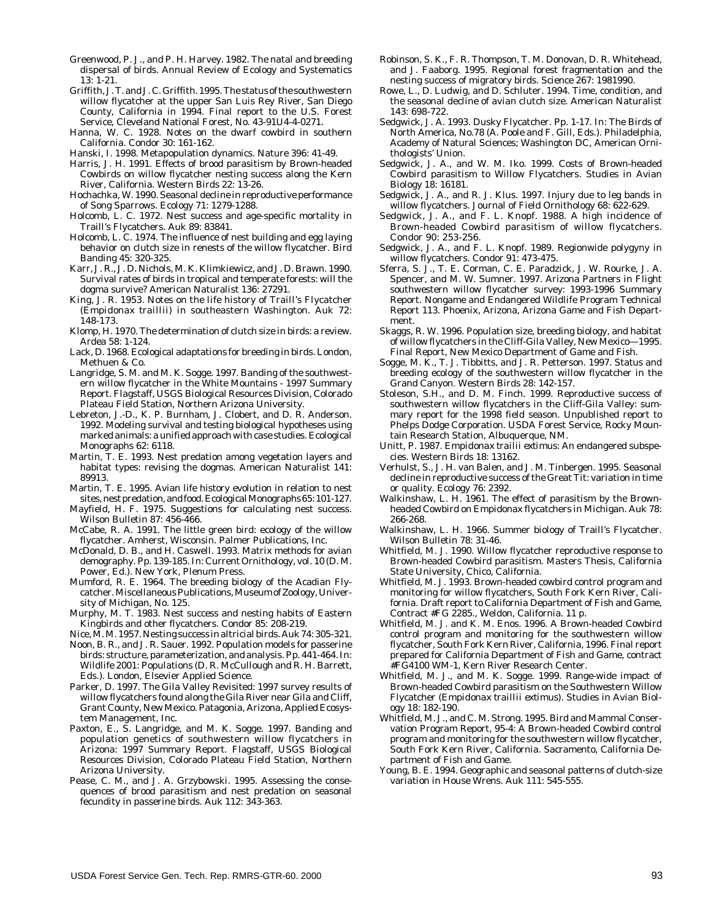Greenwood, P. J., and P. H. Harvey. 1982. The natal and breeding dispersal of birds. Annual Review of Ecology and Systematics 13: 1-21.

Griffith, J. T. and J. C. Griffith. 1995. The status of the southwestern willow flycatcher at the upper San Luis Rey River, San Diego County, California in 1994. Final report to the U.S. Forest Service, Cleveland National Forest, No. 43-91U4-4-0271.

Hanna, W. C. 1928. Notes on the dwarf cowbird in southern California. Condor 30: 161-162.

Hanski, I. 1998. Metapopulation dynamics. Nature 396: 41-49.

Harris, J. H. 1991. Effects of brood parasitism by Brown-headed Cowbirds on willow flycatcher nesting success along the Kern River, California. Western Birds 22: 13-26.

Hochachka, W. 1990. Seasonal decline in reproductive performance of Song Sparrows. Ecology 71: 1279-1288.

Holcomb, L. C. 1972. Nest success and age-specific mortality in Traill's Flycatchers. Auk 89: 83841.

Holcomb, L. C. 1974. The influence of nest building and egg laying behavior on clutch size in renests of the willow flycatcher. Bird Banding 45: 320-325.

Karr, J. R., J. D. Nichols, M. K. Klimkiewicz, and J. D. Brawn. 1990. Survival rates of birds in tropical and temperate forests: will the dogma survive? American Naturalist 136: 27291.

King, J. R. 1953. Notes on the life history of Traill's Flycatcher (*Empidonax traillii*) in southeastern Washington. Auk 72: 148-173.

Klomp, H. 1970. The determination of clutch size in birds: a review. Ardea 58: 1-124.

Lack, D. 1968. Ecological adaptations for breeding in birds. London, Methuen & Co.

Langridge, S. M. and M. K. Sogge. 1997. Banding of the southwestern willow flycatcher in the White Mountains - 1997 Summary Report. Flagstaff, USGS Biological Resources Division, Colorado Plateau Field Station, Northern Arizona University.

Lebreton, J.-D., K. P. Burnham, J. Clobert, and D. R. Anderson. 1992. Modeling survival and testing biological hypotheses using marked animals: a unified approach with case studies. Ecological Monographs 62: 6118.

Martin, T. E. 1993. Nest predation among vegetation layers and habitat types: revising the dogmas. American Naturalist 141: 89913.

Martin, T. E. 1995. Avian life history evolution in relation to nest sites, nest predation, and food. Ecological Monographs 65: 101-127.

Mayfield, H. F. 1975. Suggestions for calculating nest success. Wilson Bulletin 87: 456-466.

McCabe, R. A. 1991. The little green bird: ecology of the willow flycatcher. Amherst, Wisconsin. Palmer Publications, Inc.

McDonald, D. B., and H. Caswell. 1993. Matrix methods for avian demography. Pp. 139-185. In: Current Ornithology, vol. 10 (D. M. Power, Ed.). New York, Plenum Press.

Mumford, R. E. 1964. The breeding biology of the Acadian Flycatcher. Miscellaneous Publications, Museum of Zoology, University of Michigan, No. 125.

Murphy, M. T. 1983. Nest success and nesting habits of Eastern Kingbirds and other flycatchers. Condor 85: 208-219.

Nice, M. M. 1957. Nesting success in altricial birds. Auk 74: 305-321.

Noon, B. R., and J. R. Sauer. 1992. Population models for passerine birds: structure, parameterization, and analysis. Pp. 441-464. In: Wildlife 2001: Populations (D. R. McCullough and R. H. Barrett, Eds.). London, Elsevier Applied Science.

Parker, D. 1997. The Gila Valley Revisited: 1997 survey results of willow flycatchers found along the Gila River near Gila and Cliff, Grant County, New Mexico. Patagonia, Arizona, Applied Ecosystem Management, Inc.

Paxton, E., S. Langridge, and M. K. Sogge. 1997. Banding and population genetics of southwestern willow flycatchers in Arizona: 1997 Summary Report. Flagstaff, USGS Biological Resources Division, Colorado Plateau Field Station, Northern Arizona University.

Pease, C. M., and J. A. Grzybowski. 1995. Assessing the consequences of brood parasitism and nest predation on seasonal fecundity in passerine birds. Auk 112: 343-363.

Robinson, S. K., F. R. Thompson, T. M. Donovan, D. R. Whitehead, and J. Faaborg. 1995. Regional forest fragmentation and the nesting success of migratory birds. Science 267: 1981990.

Rowe, L., D. Ludwig, and D. Schluter. 1994. Time, condition, and the seasonal decline of avian clutch size. American Naturalist 143: 698-722.

Sedgwick, J. A. 1993. Dusky Flycatcher. Pp. 1-17. In: The Birds of North America, No.78 (A. Poole and F. Gill, Eds.). Philadelphia, Academy of Natural Sciences; Washington DC, American Ornithologists' Union.

Sedgwick, J. A., and W. M. Iko. 1999. Costs of Brown-headed Cowbird parasitism to Willow Flycatchers. Studies in Avian Biology 18: 16181.

Sedgwick, J. A., and R. J. Klus. 1997. Injury due to leg bands in willow flycatchers. Journal of Field Ornithology 68: 622-629.

Sedgwick, J. A., and F. L. Knopf. 1988. A high incidence of Brown-headed Cowbird parasitism of willow flycatchers. Condor 90: 253-256.

Sedgwick, J. A., and F. L. Knopf. 1989. Regionwide polygyny in willow flycatchers. Condor 91: 473-475.

Sferra, S. J., T. E. Corman, C. E. Paradzick, J. W. Rourke, J. A. Spencer, and M. W. Sumner. 1997. Arizona Partners in Flight southwestern willow flycatcher survey: 1993-1996 Summary Report. Nongame and Endangered Wildlife Program Technical Report 113. Phoenix, Arizona, Arizona Game and Fish Department.

Skaggs, R. W. 1996. Population size, breeding biology, and habitat of willow flycatchers in the Cliff-Gila Valley, New Mexico—1995. Final Report, New Mexico Department of Game and Fish.

Sogge, M. K., T. J. Tibbitts, and J. R. Petterson. 1997. Status and breeding ecology of the southwestern willow flycatcher in the Grand Canyon. Western Birds 28: 142-157.

Stoleson, S.H., and D. M. Finch. 1999. Reproductive success of southwestern willow flycatchers in the Cliff-Gila Valley: summary report for the 1998 field season. Unpublished report to Phelps Dodge Corporation. USDA Forest Service, Rocky Mountain Research Station, Albuquerque, NM.

Unitt, P. 1987. *Empidonax trailii extimus*: An endangered subspecies. Western Birds 18: 13162.

Verhulst, S., J. H. van Balen, and J. M. Tinbergen. 1995. Seasonal decline in reproductive success of the Great Tit: variation in time or quality. Ecology 76: 2392.

Walkinshaw, L. H. 1961. The effect of parasitism by the Brown-headed Cowbird on *Empidonax* flycatchers in Michigan. Auk 78: 266-268.

Walkinshaw, L. H. 1966. Summer biology of Traill's Flycatcher. Wilson Bulletin 78: 31-46.

Whitfield, M. J. 1990. Willow flycatcher reproductive response to Brown-headed Cowbird parasitism. Masters Thesis, California State University, Chico, California.

Whitfield, M. J. 1993. Brown-headed cowbird control program and monitoring for willow flycatchers, South Fork Kern River, California. Draft report to California Department of Fish and Game, Contract #FG 2285., Weldon, California. 11 p.

Whitfield, M. J. and K. M. Enos. 1996. A Brown-headed Cowbird control program and monitoring for the southwestern willow flycatcher, South Fork Kern River, California, 1996. Final report prepared for California Department of Fish and Game, contract #FG4100 WM-1, Kern River Research Center.

Whitfield, M. J., and M. K. Sogge. 1999. Range-wide impact of Brown-headed Cowbird parasitism on the Southwestern Willow Flycatcher (*Empidonax traillii extimus*). Studies in Avian Biology 18: 182-190.

Whitfield, M. J., and C. M. Strong. 1995. Bird and Mammal Conservation Program Report, 95-4: A Brown-headed Cowbird control program and monitoring for the southwestern willow flycatcher, South Fork Kern River, California. Sacramento, California Department of Fish and Game.

Young, B. E. 1994. Geographic and seasonal patterns of clutch-size variation in House Wrens. Auk 111: 545-555.